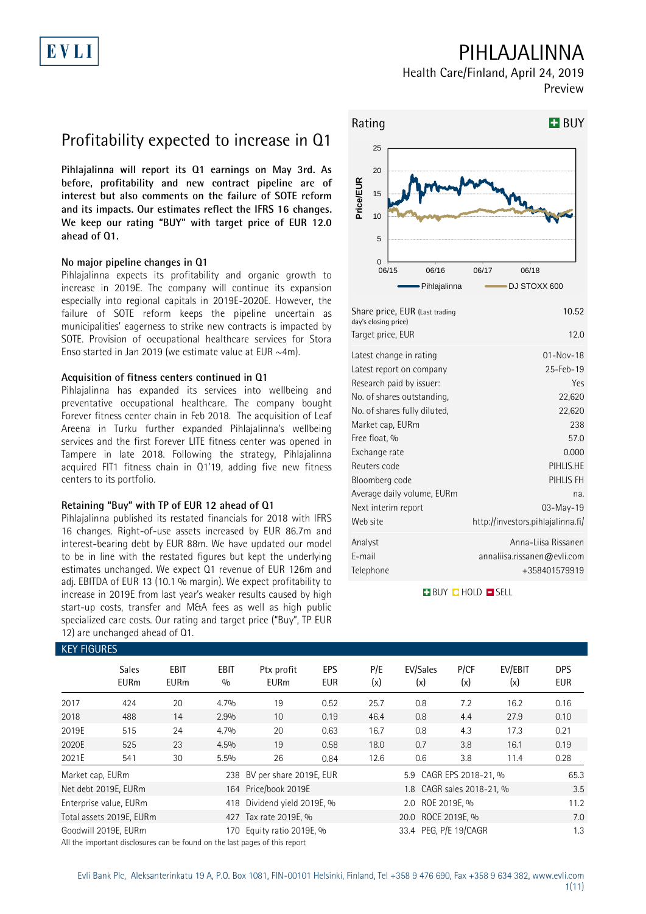# PIHLAJALINNA

Health Care/Finland, April 24, 2019

Preview

## Profitability expected to increase in Q1

**Pihlajalinna will report its Q1 earnings on May 3rd. As before, profitability and new contract pipeline are of interest but also comments on the failure of SOTE reform and its impacts. Our estimates reflect the IFRS 16 changes. We keep our rating "BUY" with target price of EUR 12.0 ahead of Q1.**

### No major pipeline changes in Q1

Pihlajalinna expects its profitability and organic growth to increase in 2019E. The company will continue its expansion especially into regional capitals in 2019E-2020E. However, the failure of SOTE reform keeps the pipeline uncertain as municipalities' eagerness to strike new contracts is impacted by SOTE. Provision of occupational healthcare services for Stora Enso started in Jan 2019 (we estimate value at EUR ~4m).

### Acquisition of fitness centers continued in Q1

Pihlajalinna has expanded its services into wellbeing and preventative occupational healthcare. The company bought Forever fitness center chain in Feb 2018. The acquisition of Leaf Areena in Turku further expanded Pihlajalinna's wellbeing services and the first Forever LITE fitness center was opened in Tampere in late 2018. Following the strategy, Pihlajalinna acquired FIT1 fitness chain in Q1'19, adding five new fitness centers to its portfolio.

### Retaining "Buy" with TP of EUR 12 ahead of Q1

Pihlajalinna published its restated financials for 2018 with IFRS 16 changes. Right-of-use assets increased by EUR 86.7m and interest-bearing debt by EUR 88m. We have updated our model to be in line with the restated figures but kept the underlying estimates unchanged. We expect Q1 revenue of EUR 126m and adj. EBITDA of EUR 13 (10.1 % margin). We expect profitability to increase in 2019E from last year's weaker results caused by high start-up costs, transfer and M&A fees as well as high public specialized care costs. Our rating and target price ("Buy", TP EUR 12) are unchanged ahead of Q1.

**Rating: BUY**

| | |
|---|---|
| Share price, EUR (Last trading day's closing price) | 10.52 |
| Target price, EUR | 12.0 |
| Latest change in rating | 01-Nov-18 |
| Latest report on company | 25-Feb-19 |
| Research paid by issuer: | Yes |
| No. of shares outstanding, | 22,620 |
| No. of shares fully diluted, | 22,620 |
| Market cap, EURm | 238 |
| Free float, % | 57.0 |
| Exchange rate | 0.000 |
| Reuters code | PIHLIS.HE |
| Bloomberg code | PIHLIS FH |
| Average daily volume, EURm | na. |
| Next interim report | 03-May-19 |
| Web site | http://investors.pihlajalinna.fi/ |
| Analyst | Anna-Liisa Rissanen |
| E-mail | annaliisa.rissanen@evli.com |
| Telephone | +358401579919 |

BUY HOLD SELL

### KEY FIGURES

| | Sales EURm | EBIT EURm | EBIT % | Ptx profit EURm | EPS EUR | P/E (x) | EV/Sales (x) | P/CF (x) | EV/EBIT (x) | DPS EUR |
|---|---|---|---|---|---|---|---|---|---|---|
| 2017 | 424 | 20 | 4.7% | 19 | 0.52 | 25.7 | 0.8 | 7.2 | 16.2 | 0.16 |
| 2018 | 488 | 14 | 2.9% | 10 | 0.19 | 46.4 | 0.8 | 4.4 | 27.9 | 0.10 |
| 2019E | 515 | 24 | 4.7% | 20 | 0.63 | 16.7 | 0.8 | 4.3 | 17.3 | 0.21 |
| 2020E | 525 | 23 | 4.5% | 19 | 0.58 | 18.0 | 0.7 | 3.8 | 16.1 | 0.19 |
| 2021E | 541 | 30 | 5.5% | 26 | 0.84 | 12.6 | 0.6 | 3.8 | 11.4 | 0.28 |

| | | | | | |
|---|---|---|---|---|---|
| Market cap, EURm | 238 | BV per share 2019E, EUR | 5.9 | CAGR EPS 2018-21, % | 65.3 |
| Net debt 2019E, EURm | 164 | Price/book 2019E | 1.8 | CAGR sales 2018-21, % | 3.5 |
| Enterprise value, EURm | 418 | Dividend yield 2019E, % | 2.0 | ROE 2019E, % | 11.2 |
| Total assets 2019E, EURm | 427 | Tax rate 2019E, % | 20.0 | ROCE 2019E, % | 7.0 |
| Goodwill 2019E, EURm | 170 | Equity ratio 2019E, % | 33.4 | PEG, P/E 19/CAGR | 1.3 |

All the important disclosures can be found on the last pages of this report

Evli Bank Plc, Aleksanterinkatu 19 A, P.O. Box 1081, FIN-00101 Helsinki, Finland, Tel +358 9 476 690, Fax +358 9 634 382, www.evli.com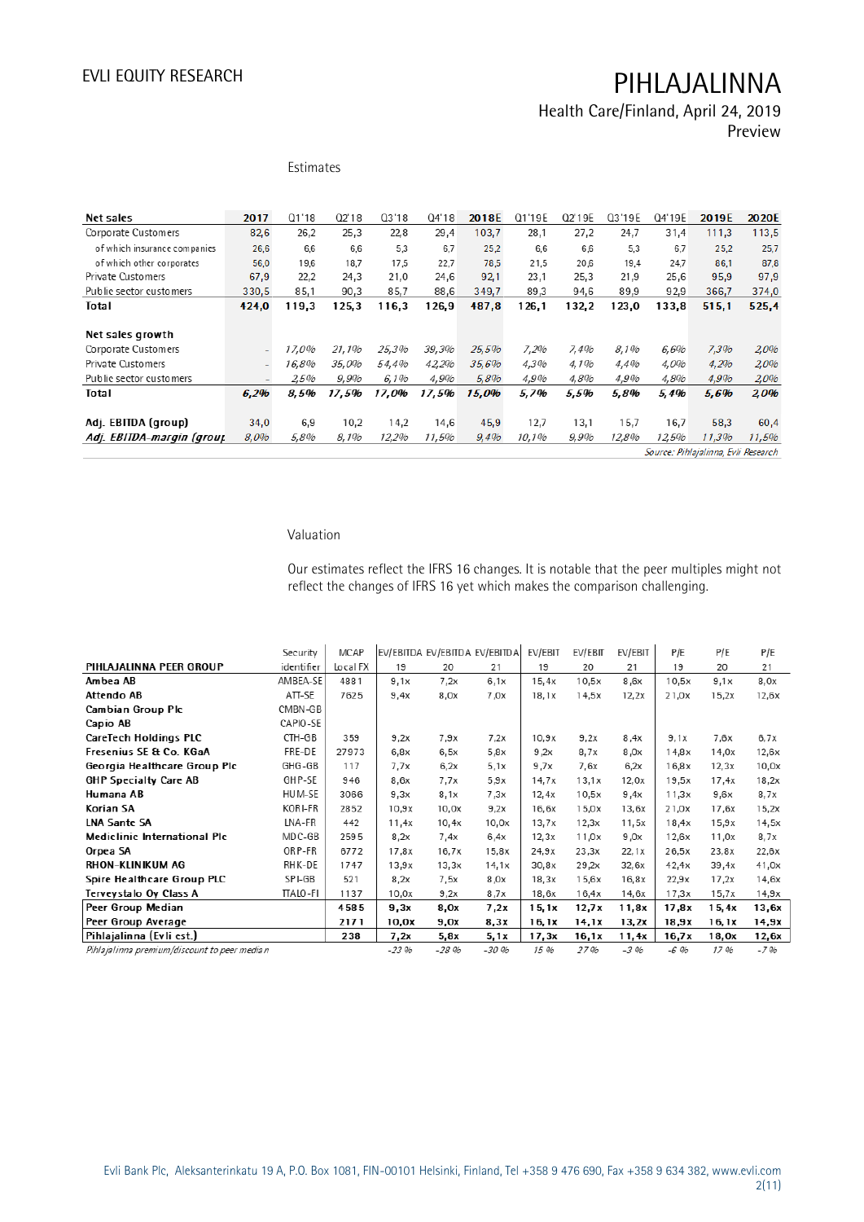## Estimates

| Net sales | 2017 | Q1'18 | Q2'18 | Q3'18 | Q4'18 | 2018E | Q1'19E | Q2'19E | Q3'19E | Q4'19E | 2019E | 2020E |
|---|---|---|---|---|---|---|---|---|---|---|---|---|
| Corporate Customers | 82,6 | 26,2 | 25,3 | 22,8 | 29,4 | 103,7 | 28,1 | 27,2 | 24,7 | 31,4 | 111,3 | 113,5 |
| of which insurance companies | 26,6 | 6,6 | 6,6 | 5,3 | 6,7 | 25,2 | 6,6 | 6,6 | 5,3 | 6,7 | 25,2 | 25,7 |
| of which other corporates | 56,0 | 19,6 | 18,7 | 17,5 | 22,7 | 78,5 | 21,5 | 20,6 | 19,4 | 24,7 | 86,1 | 87,8 |
| Private Customers | 67,9 | 22,2 | 24,3 | 21,0 | 24,6 | 92,1 | 23,1 | 25,3 | 21,9 | 25,6 | 95,9 | 97,9 |
| Public sector customers | 330,5 | 85,1 | 90,3 | 85,7 | 88,6 | 349,7 | 89,3 | 94,6 | 89,9 | 92,9 | 366,7 | 374,0 |
| **Total** | **424,0** | **119,3** | **125,3** | **116,3** | **126,9** | **487,8** | **126,1** | **132,2** | **123,0** | **133,8** | **515,1** | **525,4** |
| | | | | | | | | | | | | |
| **Net sales growth** | | | | | | | | | | | | |
| Corporate Customers | - | *17,0%* | *21,1%* | *25,3%* | *39,3%* | *25,5%* | *7,2%* | *7,4%* | *8,1%* | *6,6%* | *7,3%* | *2,0%* |
| Private Customers | - | *16,8%* | *35,0%* | *54,4%* | *42,2%* | *35,6%* | *4,3%* | *4,1%* | *4,4%* | *4,0%* | *4,2%* | *2,0%* |
| Public sector customers | - | *2,5%* | *9,9%* | *6,1%* | *4,9%* | *5,8%* | *4,9%* | *4,8%* | *4,9%* | *4,8%* | *4,9%* | *2,0%* |
| **Total** | ***6,2%*** | ***8,5%*** | ***17,5%*** | ***17,0%*** | ***17,5%*** | ***15,0%*** | ***5,7%*** | ***5,5%*** | ***5,8%*** | ***5,4%*** | ***5,6%*** | ***2,0%*** |
| | | | | | | | | | | | | |
| **Adj. EBITDA (group)** | 34,0 | 6,9 | 10,2 | 14,2 | 14,6 | 45,9 | 12,7 | 13,1 | 15,7 | 16,7 | 58,3 | 60,4 |
| ***Adj. EBITDA-margin (group)*** | *8,0%* | *5,8%* | *8,1%* | *12,2%* | *11,5%* | *9,4%* | *10,1%* | *9,9%* | *12,8%* | *12,5%* | *11,3%* | *11,5%* |

*Source: Pihlajalinna, Evli Research*

## Valuation

Our estimates reflect the IFRS 16 changes. It is notable that the peer multiples might not reflect the changes of IFRS 16 yet which makes the comparison challenging.

| PIHLAJALINNA PEER GROUP | Security identifier | MCAP Local FX | EV/EBITDA 19 | EV/EBITDA 20 | EV/EBITDA 21 | EV/EBIT 19 | EV/EBIT 20 | EV/EBIT 21 | P/E 19 | P/E 20 | P/E 21 |
|---|---|---|---|---|---|---|---|---|---|---|---|
| **Ambea AB** | AMBEA-SE | 4881 | 9,1x | 7,2x | 6,1x | 15,4x | 10,5x | 8,6x | 10,5x | 9,1x | 8,0x |
| **Attendo AB** | ATT-SE | 7625 | 9,4x | 8,0x | 7,0x | 18,1x | 14,5x | 12,2x | 21,0x | 15,2x | 12,6x |
| **Cambian Group Plc** | CMBN-GB | | | | | | | | | | |
| **Capio AB** | CAPIO-SE | | | | | | | | | | |
| **CareTech Holdings PLC** | CTH-GB | 359 | 9,2x | 7,9x | 7,2x | 10,9x | 9,2x | 8,4x | 9,1x | 7,6x | 6,7x |
| **Fresenius SE & Co. KGaA** | FRE-DE | 27973 | 6,8x | 6,5x | 5,8x | 9,2x | 8,7x | 8,0x | 14,8x | 14,0x | 12,6x |
| **Georgia Healthcare Group Plc** | GHG-GB | 117 | 7,7x | 6,2x | 5,1x | 9,7x | 7,6x | 6,2x | 16,8x | 12,3x | 10,0x |
| **GHP Specialty Care AB** | GHP-SE | 946 | 8,6x | 7,7x | 5,9x | 14,7x | 13,1x | 12,0x | 19,5x | 17,4x | 18,2x |
| **Humana AB** | HUM-SE | 3066 | 9,3x | 8,1x | 7,3x | 12,4x | 10,5x | 9,4x | 11,3x | 9,6x | 8,7x |
| **Korian SA** | KORI-FR | 2852 | 10,9x | 10,0x | 9,2x | 16,6x | 15,0x | 13,6x | 21,0x | 17,6x | 15,2x |
| **LNA Sante SA** | LNA-FR | 442 | 11,4x | 10,4x | 10,0x | 13,7x | 12,3x | 11,5x | 18,4x | 15,9x | 14,5x |
| **Mediclinic International Plc** | MDC-GB | 2595 | 8,2x | 7,4x | 6,4x | 12,3x | 11,0x | 9,0x | 12,6x | 11,0x | 8,7x |
| **Orpea SA** | ORP-FR | 6772 | 17,8x | 16,7x | 15,8x | 24,9x | 23,3x | 22,1x | 26,5x | 23,8x | 22,6x |
| **RHON-KLINIKUM AG** | RHK-DE | 1747 | 13,9x | 13,3x | 14,1x | 30,8x | 29,2x | 32,6x | 42,4x | 39,4x | 41,0x |
| **Spire Healthcare Group PLC** | SPI-GB | 521 | 8,2x | 7,5x | 8,0x | 18,3x | 15,6x | 16,8x | 22,9x | 17,2x | 14,6x |
| **Terveystalo Oy Class A** | TTALO-FI | 1137 | 10,0x | 9,2x | 8,7x | 18,6x | 16,4x | 14,6x | 17,3x | 15,7x | 14,9x |
| **Peer Group Median** | | **4585** | **9,3x** | **8,0x** | **7,2x** | **15,1x** | **12,7x** | **11,8x** | **17,8x** | **15,4x** | **13,6x** |
| **Peer Group Average** | | **2171** | **10,0x** | **9,0x** | **8,3x** | **16,1x** | **14,1x** | **13,2x** | **18,9x** | **16,1x** | **14,9x** |
| **Pihlajalinna (Evli est.)** | | **238** | **7,2x** | **5,8x** | **5,1x** | **17,3x** | **16,1x** | **11,4x** | **16,7x** | **18,0x** | **12,6x** |
| *Pihlajalinna premium/discount to peer median* | | | *-23 %* | *-28 %* | *-30 %* | *15 %* | *27 %* | *-3 %* | *-6 %* | *17 %* | *-7 %* |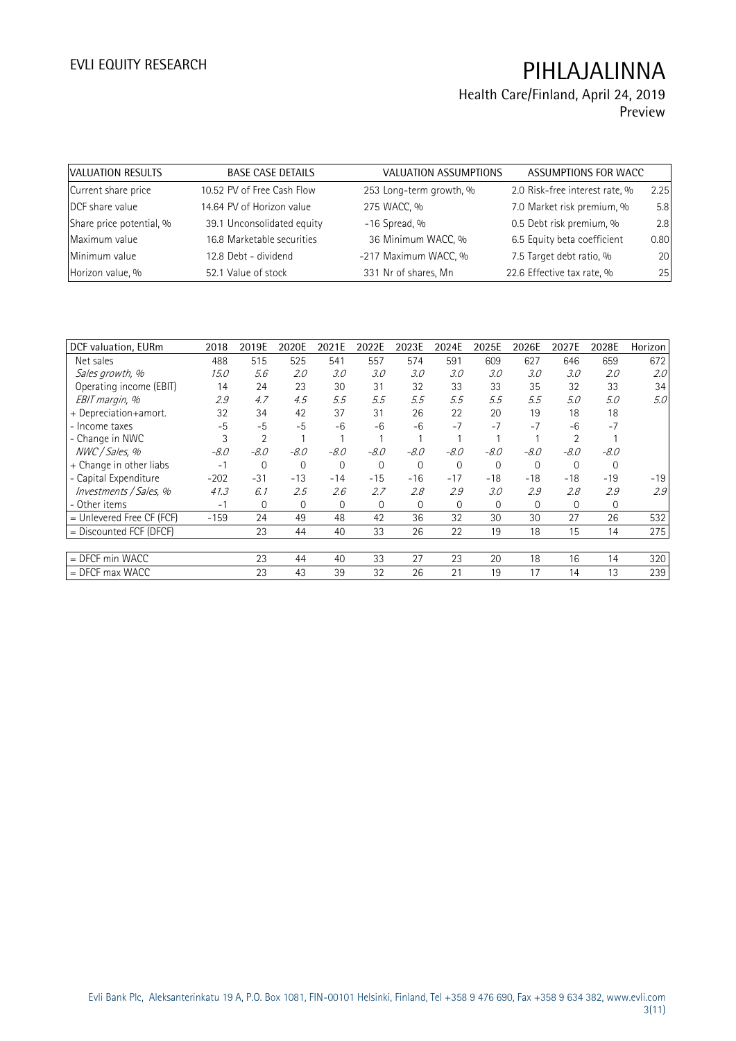# PIHLAJALINNA

Health Care/Finland, April 24, 2019
Preview

| VALUATION RESULTS | | BASE CASE DETAILS | | VALUATION ASSUMPTIONS | | ASSUMPTIONS FOR WACC | |
|---|---|---|---|---|---|---|---|
| Current share price | 10.52 | PV of Free Cash Flow | 253 | Long-term growth, % | 2.0 | Risk-free interest rate, % | 2.25 |
| DCF share value | 14.64 | PV of Horizon value | 275 | WACC, % | 7.0 | Market risk premium, % | 5.8 |
| Share price potential, % | 39.1 | Unconsolidated equity | -16 | Spread, % | 0.5 | Debt risk premium, % | 2.8 |
| Maximum value | 16.8 | Marketable securities | 36 | Minimum WACC, % | 6.5 | Equity beta coefficient | 0.80 |
| Minimum value | 12.8 | Debt - dividend | -217 | Maximum WACC, % | 7.5 | Target debt ratio, % | 20 |
| Horizon value, % | 52.1 | Value of stock | 331 | Nr of shares, Mn | 22.6 | Effective tax rate, % | 25 |

| DCF valuation, EURm | 2018 | 2019E | 2020E | 2021E | 2022E | 2023E | 2024E | 2025E | 2026E | 2027E | 2028E | Horizon |
|---|---|---|---|---|---|---|---|---|---|---|---|---|
| Net sales | 488 | 515 | 525 | 541 | 557 | 574 | 591 | 609 | 627 | 646 | 659 | 672 |
| *Sales growth, %* | *15.0* | *5.6* | *2.0* | *3.0* | *3.0* | *3.0* | *3.0* | *3.0* | *3.0* | *3.0* | *2.0* | *2.0* |
| Operating income (EBIT) | 14 | 24 | 23 | 30 | 31 | 32 | 33 | 33 | 35 | 32 | 33 | 34 |
| *EBIT margin, %* | *2.9* | *4.7* | *4.5* | *5.5* | *5.5* | *5.5* | *5.5* | *5.5* | *5.5* | *5.0* | *5.0* | *5.0* |
| + Depreciation+amort. | 32 | 34 | 42 | 37 | 31 | 26 | 22 | 20 | 19 | 18 | 18 | |
| - Income taxes | -5 | -5 | -5 | -6 | -6 | -6 | -7 | -7 | -7 | -6 | -7 | |
| - Change in NWC | 3 | 2 | 1 | 1 | 1 | 1 | 1 | 1 | 1 | 2 | 1 | |
| *NWC / Sales, %* | *-8.0* | *-8.0* | *-8.0* | *-8.0* | *-8.0* | *-8.0* | *-8.0* | *-8.0* | *-8.0* | *-8.0* | *-8.0* | |
| + Change in other liabs | -1 | 0 | 0 | 0 | 0 | 0 | 0 | 0 | 0 | 0 | 0 | |
| - Capital Expenditure | -202 | -31 | -13 | -14 | -15 | -16 | -17 | -18 | -18 | -18 | -19 | -19 |
| *Investments / Sales, %* | *41.3* | *6.1* | *2.5* | *2.6* | *2.7* | *2.8* | *2.9* | *3.0* | *2.9* | *2.8* | *2.9* | *2.9* |
| - Other items | -1 | 0 | 0 | 0 | 0 | 0 | 0 | 0 | 0 | 0 | 0 | |
| = Unlevered Free CF (FCF) | -159 | 24 | 49 | 48 | 42 | 36 | 32 | 30 | 30 | 27 | 26 | 532 |
| = Discounted FCF (DFCF) | | 23 | 44 | 40 | 33 | 26 | 22 | 19 | 18 | 15 | 14 | 275 |
| | | | | | | | | | | | | |
| = DFCF min WACC | | 23 | 44 | 40 | 33 | 27 | 23 | 20 | 18 | 16 | 14 | 320 |
| = DFCF max WACC | | 23 | 43 | 39 | 32 | 26 | 21 | 19 | 17 | 14 | 13 | 239 |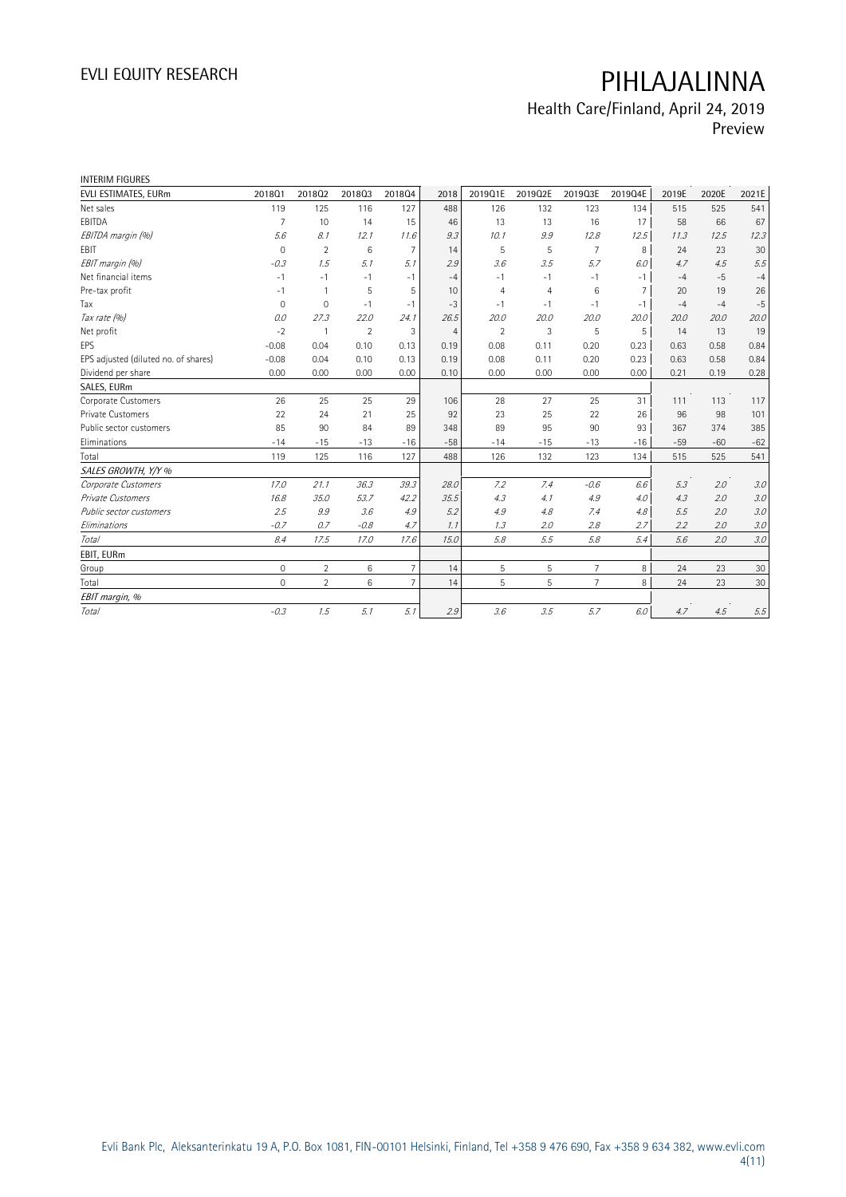INTERIM FIGURES

| EVLI ESTIMATES, EURm | 2018Q1 | 2018Q2 | 2018Q3 | 2018Q4 | 2018 | 2019Q1E | 2019Q2E | 2019Q3E | 2019Q4E | 2019E | 2020E | 2021E |
|---|---|---|---|---|---|---|---|---|---|---|---|---|
| Net sales | 119 | 125 | 116 | 127 | 488 | 126 | 132 | 123 | 134 | 515 | 525 | 541 |
| EBITDA | 7 | 10 | 14 | 15 | 46 | 13 | 13 | 16 | 17 | 58 | 66 | 67 |
| *EBITDA margin (%)* | *5.6* | *8.1* | *12.1* | *11.6* | *9.3* | *10.1* | *9.9* | *12.8* | *12.5* | *11.3* | *12.5* | *12.3* |
| EBIT | 0 | 2 | 6 | 7 | 14 | 5 | 5 | 7 | 8 | 24 | 23 | 30 |
| *EBIT margin (%)* | *-0.3* | *1.5* | *5.1* | *5.1* | *2.9* | *3.6* | *3.5* | *5.7* | *6.0* | *4.7* | *4.5* | *5.5* |
| Net financial items | -1 | -1 | -1 | -1 | -4 | -1 | -1 | -1 | -1 | -4 | -5 | -4 |
| Pre-tax profit | -1 | 1 | 5 | 5 | 10 | 4 | 4 | 6 | 7 | 20 | 19 | 26 |
| Tax | 0 | 0 | -1 | -1 | -3 | -1 | -1 | -1 | -1 | -4 | -4 | -5 |
| *Tax rate (%)* | *0.0* | *27.3* | *22.0* | *24.1* | *26.5* | *20.0* | *20.0* | *20.0* | *20.0* | *20.0* | *20.0* | *20.0* |
| Net profit | -2 | 1 | 2 | 3 | 4 | 2 | 3 | 5 | 5 | 14 | 13 | 19 |
| EPS | -0.08 | 0.04 | 0.10 | 0.13 | 0.19 | 0.08 | 0.11 | 0.20 | 0.23 | 0.63 | 0.58 | 0.84 |
| EPS adjusted (diluted no. of shares) | -0.08 | 0.04 | 0.10 | 0.13 | 0.19 | 0.08 | 0.11 | 0.20 | 0.23 | 0.63 | 0.58 | 0.84 |
| Dividend per share | 0.00 | 0.00 | 0.00 | 0.00 | 0.10 | 0.00 | 0.00 | 0.00 | 0.00 | 0.21 | 0.19 | 0.28 |
| SALES, EURm | | | | | | | | | | | | |
| Corporate Customers | 26 | 25 | 25 | 29 | 106 | 28 | 27 | 25 | 31 | 111 | 113 | 117 |
| Private Customers | 22 | 24 | 21 | 25 | 92 | 23 | 25 | 22 | 26 | 96 | 98 | 101 |
| Public sector customers | 85 | 90 | 84 | 89 | 348 | 89 | 95 | 90 | 93 | 367 | 374 | 385 |
| Eliminations | -14 | -15 | -13 | -16 | -58 | -14 | -15 | -13 | -16 | -59 | -60 | -62 |
| Total | 119 | 125 | 116 | 127 | 488 | 126 | 132 | 123 | 134 | 515 | 525 | 541 |
| *SALES GROWTH, Y/Y %* | | | | | | | | | | | | |
| *Corporate Customers* | *17.0* | *21.1* | *36.3* | *39.3* | *28.0* | *7.2* | *7.4* | *-0.6* | *6.6* | *5.3* | *2.0* | *3.0* |
| *Private Customers* | *16.8* | *35.0* | *53.7* | *42.2* | *35.5* | *4.3* | *4.1* | *4.9* | *4.0* | *4.3* | *2.0* | *3.0* |
| *Public sector customers* | *2.5* | *9.9* | *3.6* | *4.9* | *5.2* | *4.9* | *4.8* | *7.4* | *4.8* | *5.5* | *2.0* | *3.0* |
| *Eliminations* | *-0.7* | *0.7* | *-0.8* | *4.7* | *1.1* | *1.3* | *2.0* | *2.8* | *2.7* | *2.2* | *2.0* | *3.0* |
| *Total* | *8.4* | *17.5* | *17.0* | *17.6* | *15.0* | *5.8* | *5.5* | *5.8* | *5.4* | *5.6* | *2.0* | *3.0* |
| EBIT, EURm | | | | | | | | | | | | |
| Group | 0 | 2 | 6 | 7 | 14 | 5 | 5 | 7 | 8 | 24 | 23 | 30 |
| Total | 0 | 2 | 6 | 7 | 14 | 5 | 5 | 7 | 8 | 24 | 23 | 30 |
| *EBIT margin, %* | | | | | | | | | | | | |
| *Total* | *-0.3* | *1.5* | *5.1* | *5.1* | *2.9* | *3.6* | *3.5* | *5.7* | *6.0* | *4.7* | *4.5* | *5.5* |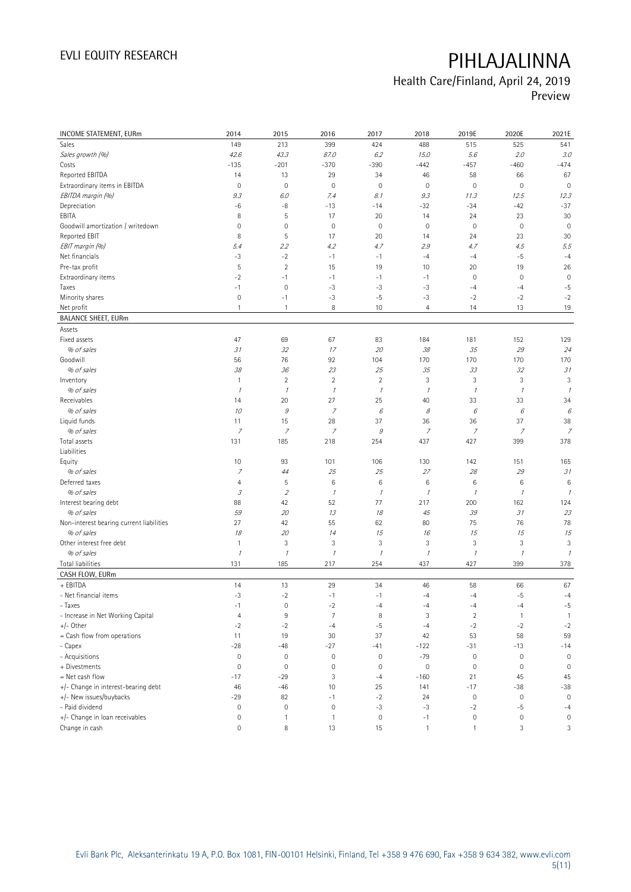| INCOME STATEMENT, EURm | 2014 | 2015 | 2016 | 2017 | 2018 | 2019E | 2020E | 2021E |
|---|---|---|---|---|---|---|---|---|
| Sales | 149 | 213 | 399 | 424 | 488 | 515 | 525 | 541 |
| *Sales growth (%)* | *42.6* | *43.3* | *87.0* | *6.2* | *15.0* | *5.6* | *2.0* | *3.0* |
| Costs | -135 | -201 | -370 | -390 | -442 | -457 | -460 | -474 |
| Reported EBITDA | 14 | 13 | 29 | 34 | 46 | 58 | 66 | 67 |
| Extraordinary items in EBITDA | 0 | 0 | 0 | 0 | 0 | 0 | 0 | 0 |
| *EBITDA margin (%)* | *9.3* | *6.0* | *7.4* | *8.1* | *9.3* | *11.3* | *12.5* | *12.3* |
| Depreciation | -6 | -8 | -13 | -14 | -32 | -34 | -42 | -37 |
| EBITA | 8 | 5 | 17 | 20 | 14 | 24 | 23 | 30 |
| Goodwill amortization / writedown | 0 | 0 | 0 | 0 | 0 | 0 | 0 | 0 |
| Reported EBIT | 8 | 5 | 17 | 20 | 14 | 24 | 23 | 30 |
| *EBIT margin (%)* | *5.4* | *2.2* | *4.2* | *4.7* | *2.9* | *4.7* | *4.5* | *5.5* |
| Net financials | -3 | -2 | -1 | -1 | -4 | -4 | -5 | -4 |
| Pre-tax profit | 5 | 2 | 15 | 19 | 10 | 20 | 19 | 26 |
| Extraordinary items | -2 | -1 | -1 | -1 | -1 | 0 | 0 | 0 |
| Taxes | -1 | 0 | -3 | -3 | -3 | -4 | -4 | -5 |
| Minority shares | 0 | -1 | -3 | -5 | -3 | -2 | -2 | -2 |
| Net profit | 1 | 1 | 8 | 10 | 4 | 14 | 13 | 19 |
| **BALANCE SHEET, EURm** | | | | | | | | |
| Assets | | | | | | | | |
| Fixed assets | 47 | 69 | 67 | 83 | 184 | 181 | 152 | 129 |
| *% of sales* | *31* | *32* | *17* | *20* | *38* | *35* | *29* | *24* |
| Goodwill | 56 | 76 | 92 | 104 | 170 | 170 | 170 | 170 |
| *% of sales* | *38* | *36* | *23* | *25* | *35* | *33* | *32* | *31* |
| Inventory | 1 | 2 | 2 | 2 | 3 | 3 | 3 | 3 |
| *% of sales* | *1* | *1* | *1* | *1* | *1* | *1* | *1* | *1* |
| Receivables | 14 | 20 | 27 | 25 | 40 | 33 | 33 | 34 |
| *% of sales* | *10* | *9* | *7* | *6* | *8* | *6* | *6* | *6* |
| Liquid funds | 11 | 15 | 28 | 37 | 36 | 36 | 37 | 38 |
| *% of sales* | *7* | *7* | *7* | *9* | *7* | *7* | *7* | *7* |
| Total assets | 131 | 185 | 218 | 254 | 437 | 427 | 399 | 378 |
| Liabilities | | | | | | | | |
| Equity | 10 | 93 | 101 | 106 | 130 | 142 | 151 | 165 |
| *% of sales* | *7* | *44* | *25* | *25* | *27* | *28* | *29* | *31* |
| Deferred taxes | 4 | 5 | 6 | 6 | 6 | 6 | 6 | 6 |
| *% of sales* | *3* | *2* | *1* | *1* | *1* | *1* | *1* | *1* |
| Interest bearing debt | 88 | 42 | 52 | 77 | 217 | 200 | 162 | 124 |
| *% of sales* | *59* | *20* | *13* | *18* | *45* | *39* | *31* | *23* |
| Non-interest bearing current liabilities | 27 | 42 | 55 | 62 | 80 | 75 | 76 | 78 |
| *% of sales* | *18* | *20* | *14* | *15* | *16* | *15* | *15* | *15* |
| Other interest free debt | 1 | 3 | 3 | 3 | 3 | 3 | 3 | 3 |
| *% of sales* | *1* | *1* | *1* | *1* | *1* | *1* | *1* | *1* |
| Total liabilities | 131 | 185 | 217 | 254 | 437 | 427 | 399 | 378 |
| **CASH FLOW, EURm** | | | | | | | | |
| + EBITDA | 14 | 13 | 29 | 34 | 46 | 58 | 66 | 67 |
| - Net financial items | -3 | -2 | -1 | -1 | -4 | -4 | -5 | -4 |
| - Taxes | -1 | 0 | -2 | -4 | -4 | -4 | -4 | -5 |
| - Increase in Net Working Capital | 4 | 9 | 7 | 8 | 3 | 2 | 1 | 1 |
| +/- Other | -2 | -2 | -4 | -5 | -4 | -2 | -2 | -2 |
| = Cash flow from operations | 11 | 19 | 30 | 37 | 42 | 53 | 58 | 59 |
| - Capex | -28 | -48 | -27 | -41 | -122 | -31 | -13 | -14 |
| - Acquisitions | 0 | 0 | 0 | 0 | -79 | 0 | 0 | 0 |
| + Divestments | 0 | 0 | 0 | 0 | 0 | 0 | 0 | 0 |
| = Net cash flow | -17 | -29 | 3 | -4 | -160 | 21 | 45 | 45 |
| +/- Change in interest-bearing debt | 46 | -46 | 10 | 25 | 141 | -17 | -38 | -38 |
| +/- New issues/buybacks | -29 | 82 | -1 | -2 | 24 | 0 | 0 | 0 |
| - Paid dividend | 0 | 0 | 0 | -3 | -3 | -2 | -5 | -4 |
| +/- Change in loan receivables | 0 | 1 | 1 | 0 | -1 | 0 | 0 | 0 |
| Change in cash | 0 | 8 | 13 | 15 | 1 | 1 | 3 | 3 |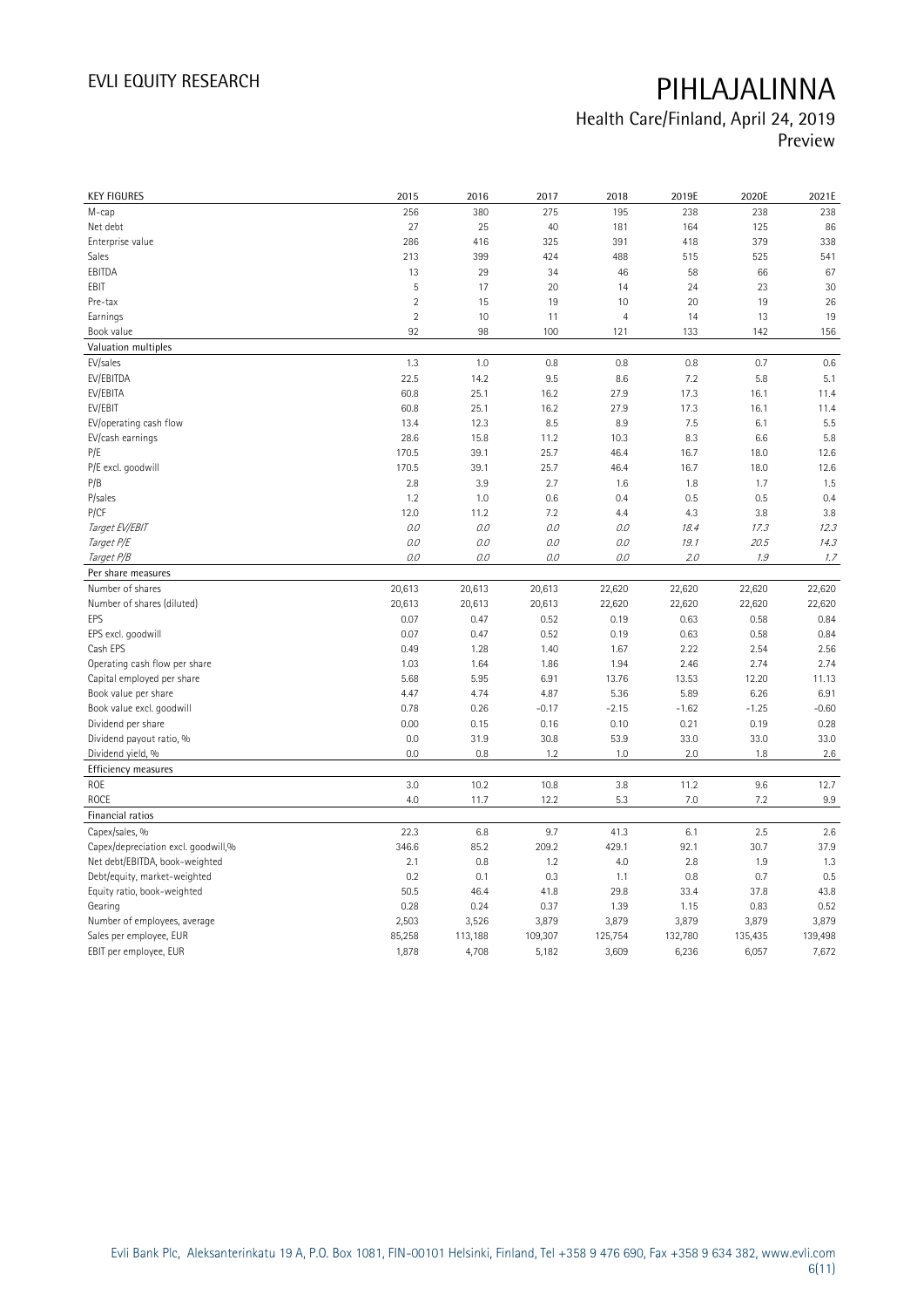# PIHLAJALINNA

## Health Care/Finland, April 24, 2019
Preview

| KEY FIGURES | 2015 | 2016 | 2017 | 2018 | 2019E | 2020E | 2021E |
|---|---|---|---|---|---|---|---|
| M-cap | 256 | 380 | 275 | 195 | 238 | 238 | 238 |
| Net debt | 27 | 25 | 40 | 181 | 164 | 125 | 86 |
| Enterprise value | 286 | 416 | 325 | 391 | 418 | 379 | 338 |
| Sales | 213 | 399 | 424 | 488 | 515 | 525 | 541 |
| EBITDA | 13 | 29 | 34 | 46 | 58 | 66 | 67 |
| EBIT | 5 | 17 | 20 | 14 | 24 | 23 | 30 |
| Pre-tax | 2 | 15 | 19 | 10 | 20 | 19 | 26 |
| Earnings | 2 | 10 | 11 | 4 | 14 | 13 | 19 |
| Book value | 92 | 98 | 100 | 121 | 133 | 142 | 156 |
| **Valuation multiples** | | | | | | | |
| EV/sales | 1.3 | 1.0 | 0.8 | 0.8 | 0.8 | 0.7 | 0.6 |
| EV/EBITDA | 22.5 | 14.2 | 9.5 | 8.6 | 7.2 | 5.8 | 5.1 |
| EV/EBITA | 60.8 | 25.1 | 16.2 | 27.9 | 17.3 | 16.1 | 11.4 |
| EV/EBIT | 60.8 | 25.1 | 16.2 | 27.9 | 17.3 | 16.1 | 11.4 |
| EV/operating cash flow | 13.4 | 12.3 | 8.5 | 8.9 | 7.5 | 6.1 | 5.5 |
| EV/cash earnings | 28.6 | 15.8 | 11.2 | 10.3 | 8.3 | 6.6 | 5.8 |
| P/E | 170.5 | 39.1 | 25.7 | 46.4 | 16.7 | 18.0 | 12.6 |
| P/E excl. goodwill | 170.5 | 39.1 | 25.7 | 46.4 | 16.7 | 18.0 | 12.6 |
| P/B | 2.8 | 3.9 | 2.7 | 1.6 | 1.8 | 1.7 | 1.5 |
| P/sales | 1.2 | 1.0 | 0.6 | 0.4 | 0.5 | 0.5 | 0.4 |
| P/CF | 12.0 | 11.2 | 7.2 | 4.4 | 4.3 | 3.8 | 3.8 |
| *Target EV/EBIT* | *0.0* | *0.0* | *0.0* | *0.0* | *18.4* | *17.3* | *12.3* |
| *Target P/E* | *0.0* | *0.0* | *0.0* | *0.0* | *19.1* | *20.5* | *14.3* |
| *Target P/B* | *0.0* | *0.0* | *0.0* | *0.0* | *2.0* | *1.9* | *1.7* |
| **Per share measures** | | | | | | | |
| Number of shares | 20,613 | 20,613 | 20,613 | 22,620 | 22,620 | 22,620 | 22,620 |
| Number of shares (diluted) | 20,613 | 20,613 | 20,613 | 22,620 | 22,620 | 22,620 | 22,620 |
| EPS | 0.07 | 0.47 | 0.52 | 0.19 | 0.63 | 0.58 | 0.84 |
| EPS excl. goodwill | 0.07 | 0.47 | 0.52 | 0.19 | 0.63 | 0.58 | 0.84 |
| Cash EPS | 0.49 | 1.28 | 1.40 | 1.67 | 2.22 | 2.54 | 2.56 |
| Operating cash flow per share | 1.03 | 1.64 | 1.86 | 1.94 | 2.46 | 2.74 | 2.74 |
| Capital employed per share | 5.68 | 5.95 | 6.91 | 13.76 | 13.53 | 12.20 | 11.13 |
| Book value per share | 4.47 | 4.74 | 4.87 | 5.36 | 5.89 | 6.26 | 6.91 |
| Book value excl. goodwill | 0.78 | 0.26 | -0.17 | -2.15 | -1.62 | -1.25 | -0.60 |
| Dividend per share | 0.00 | 0.15 | 0.16 | 0.10 | 0.21 | 0.19 | 0.28 |
| Dividend payout ratio, % | 0.0 | 31.9 | 30.8 | 53.9 | 33.0 | 33.0 | 33.0 |
| Dividend yield, % | 0.0 | 0.8 | 1.2 | 1.0 | 2.0 | 1.8 | 2.6 |
| **Efficiency measures** | | | | | | | |
| ROE | 3.0 | 10.2 | 10.8 | 3.8 | 11.2 | 9.6 | 12.7 |
| ROCE | 4.0 | 11.7 | 12.2 | 5.3 | 7.0 | 7.2 | 9.9 |
| **Financial ratios** | | | | | | | |
| Capex/sales, % | 22.3 | 6.8 | 9.7 | 41.3 | 6.1 | 2.5 | 2.6 |
| Capex/depreciation excl. goodwill,% | 346.6 | 85.2 | 209.2 | 429.1 | 92.1 | 30.7 | 37.9 |
| Net debt/EBITDA, book-weighted | 2.1 | 0.8 | 1.2 | 4.0 | 2.8 | 1.9 | 1.3 |
| Debt/equity, market-weighted | 0.2 | 0.1 | 0.3 | 1.1 | 0.8 | 0.7 | 0.5 |
| Equity ratio, book-weighted | 50.5 | 46.4 | 41.8 | 29.8 | 33.4 | 37.8 | 43.8 |
| Gearing | 0.28 | 0.24 | 0.37 | 1.39 | 1.15 | 0.83 | 0.52 |
| Number of employees, average | 2,503 | 3,526 | 3,879 | 3,879 | 3,879 | 3,879 | 3,879 |
| Sales per employee, EUR | 85,258 | 113,188 | 109,307 | 125,754 | 132,780 | 135,435 | 139,498 |
| EBIT per employee, EUR | 1,878 | 4,708 | 5,182 | 3,609 | 6,236 | 6,057 | 7,672 |

Evli Bank Plc, Aleksanterinkatu 19 A, P.O. Box 1081, FIN-00101 Helsinki, Finland, Tel +358 9 476 690, Fax +358 9 634 382, www.evli.com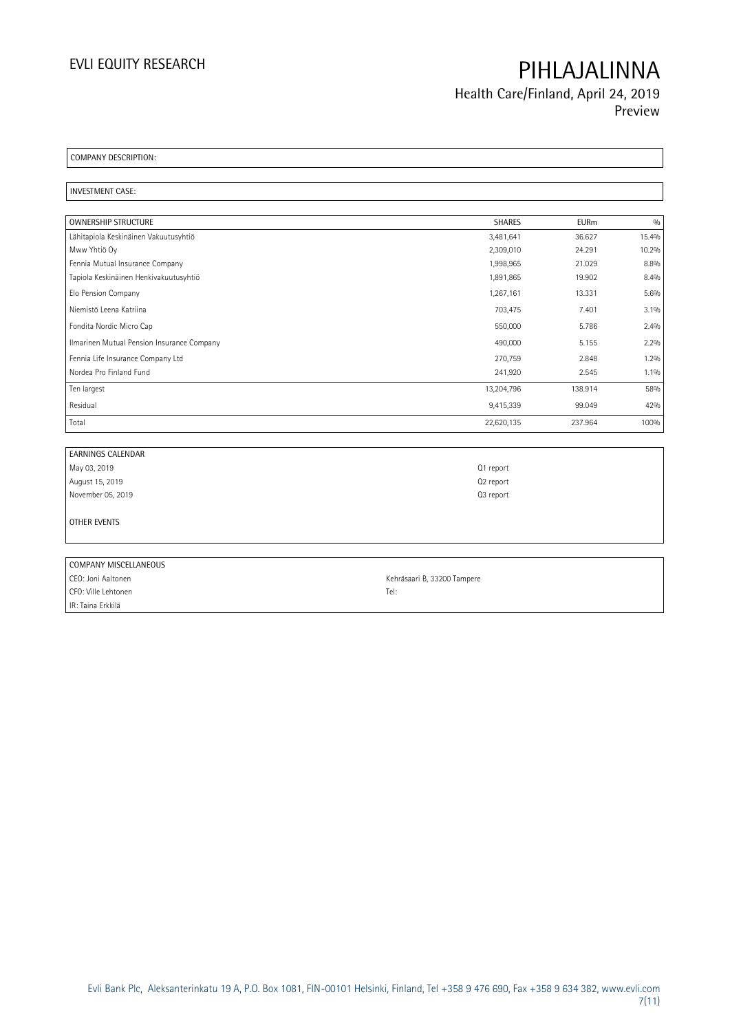COMPANY DESCRIPTION:

INVESTMENT CASE:

| OWNERSHIP STRUCTURE | SHARES | EURm | % |
|---|---|---|---|
| Lähitapiola Keskinäinen Vakuutusyhtiö | 3,481,641 | 36.627 | 15.4% |
| Mww Yhtiö Oy | 2,309,010 | 24.291 | 10.2% |
| Fennia Mutual Insurance Company | 1,998,965 | 21.029 | 8.8% |
| Tapiola Keskinäinen Henkivakuutusyhtiö | 1,891,865 | 19.902 | 8.4% |
| Elo Pension Company | 1,267,161 | 13.331 | 5.6% |
| Niemistö Leena Katriina | 703,475 | 7.401 | 3.1% |
| Fondita Nordic Micro Cap | 550,000 | 5.786 | 2.4% |
| Ilmarinen Mutual Pension Insurance Company | 490,000 | 5.155 | 2.2% |
| Fennia Life Insurance Company Ltd | 270,759 | 2.848 | 1.2% |
| Nordea Pro Finland Fund | 241,920 | 2.545 | 1.1% |
| Ten largest | 13,204,796 | 138.914 | 58% |
| Residual | 9,415,339 | 99.049 | 42% |
| Total | 22,620,135 | 237.964 | 100% |

| EARNINGS CALENDAR | |
|---|---|
| May 03, 2019 | Q1 report |
| August 15, 2019 | Q2 report |
| November 05, 2019 | Q3 report |

OTHER EVENTS

| COMPANY MISCELLANEOUS | |
|---|---|
| CEO: Joni Aaltonen | Kehräsaari B, 33200 Tampere |
| CFO: Ville Lehtonen | Tel: |
| IR: Taina Erkkilä | |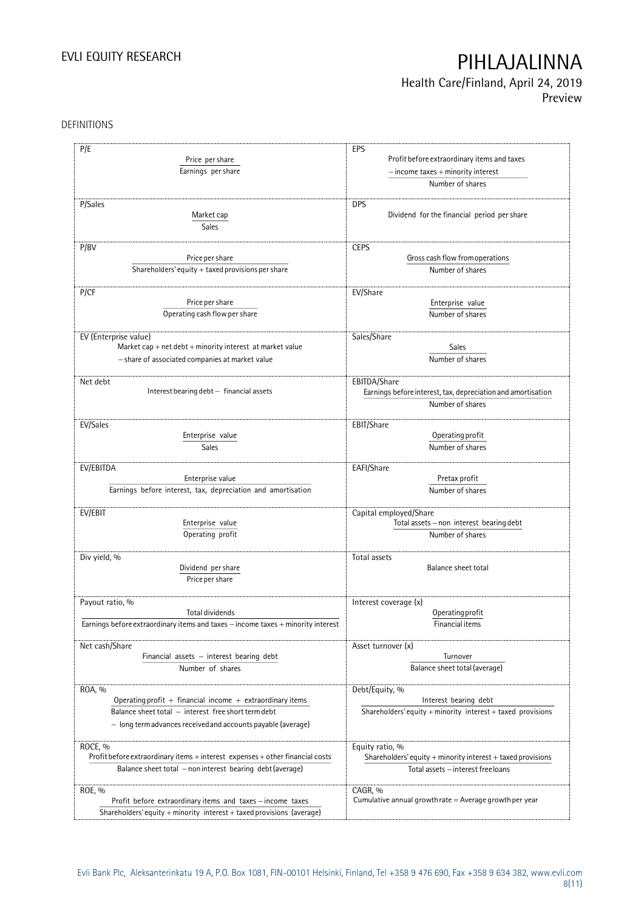DEFINITIONS

| | |
|---|---|
| **P/E**<br>Price per share / Earnings per share | **EPS**<br>(Profit before extraordinary items and taxes − income taxes + minority interest) / Number of shares |
| **P/Sales**<br>Market cap / Sales | **DPS**<br>Dividend for the financial period per share |
| **P/BV**<br>Price per share / Shareholders' equity + taxed provisions per share | **CEPS**<br>Gross cash flow from operations / Number of shares |
| **P/CF**<br>Price per share / Operating cash flow per share | **EV/Share**<br>Enterprise value / Number of shares |
| **EV (Enterprise value)**<br>Market cap + net debt + minority interest at market value − share of associated companies at market value | **Sales/Share**<br>Sales / Number of shares |
| **Net debt**<br>Interest bearing debt − financial assets | **EBITDA/Share**<br>Earnings before interest, tax, depreciation and amortisation / Number of shares |
| **EV/Sales**<br>Enterprise value / Sales | **EBIT/Share**<br>Operating profit / Number of shares |
| **EV/EBITDA**<br>Enterprise value / Earnings before interest, tax, depreciation and amortisation | **EAFI/Share**<br>Pretax profit / Number of shares |
| **EV/EBIT**<br>Enterprise value / Operating profit | **Capital employed/Share**<br>Total assets − non interest bearing debt / Number of shares |
| **Div yield, %**<br>Dividend per share / Price per share | **Total assets**<br>Balance sheet total |
| **Payout ratio, %**<br>Total dividends / Earnings before extraordinary items and taxes − income taxes + minority interest | **Interest coverage (x)**<br>Operating profit / Financial items |
| **Net cash/Share**<br>Financial assets − interest bearing debt / Number of shares | **Asset turnover (x)**<br>Turnover / Balance sheet total (average) |
| **ROA, %**<br>Operating profit + financial income + extraordinary items / Balance sheet total − interest free short term debt − long term advances received and accounts payable (average) | **Debt/Equity, %**<br>Interest bearing debt / Shareholders' equity + minority interest + taxed provisions |
| **ROCE, %**<br>Profit before extraordinary items + interest expenses + other financial costs / Balance sheet total − non interest bearing debt (average) | **Equity ratio, %**<br>Shareholders' equity + minority interest + taxed provisions / Total assets − interest free loans |
| **ROE, %**<br>Profit before extraordinary items and taxes − income taxes / Shareholders' equity + minority interest + taxed provisions (average) | **CAGR, %**<br>Cumulative annual growth rate = Average growth per year |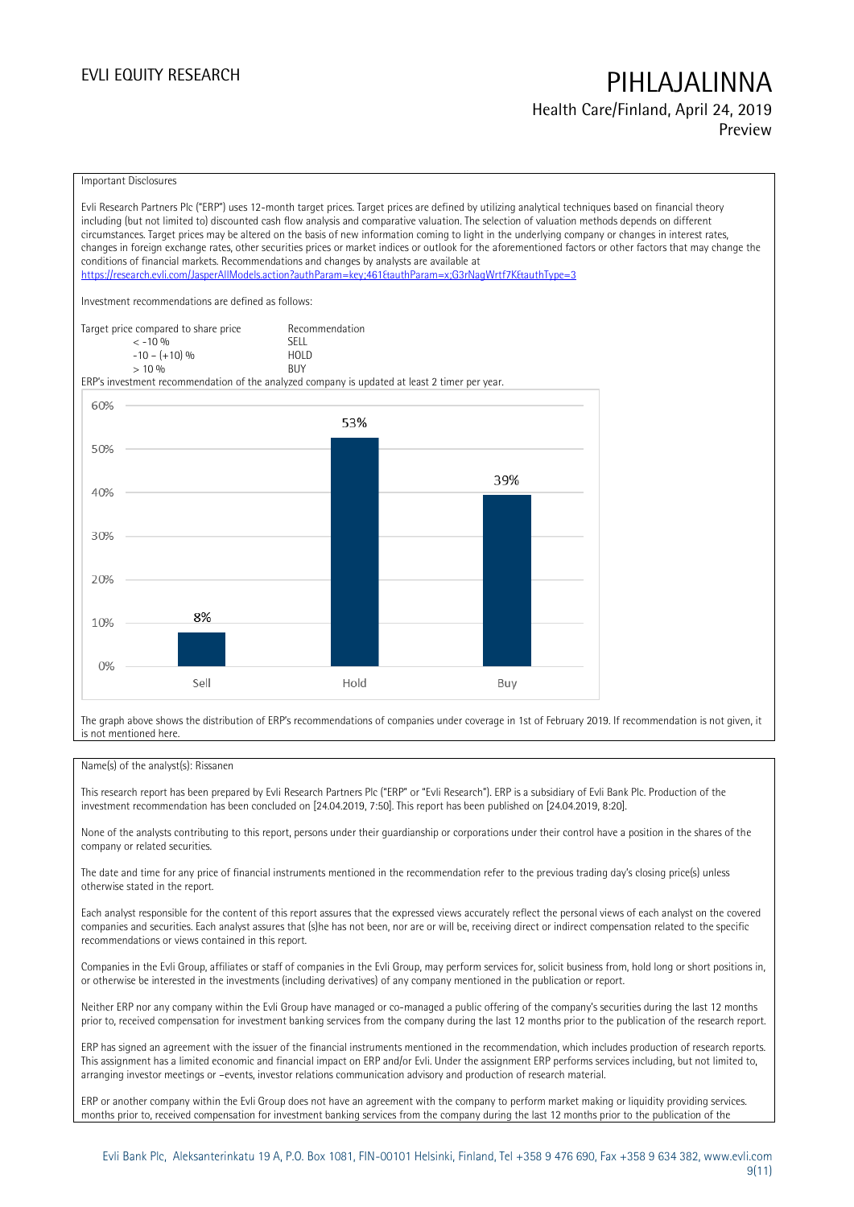Important Disclosures

Evli Research Partners Plc ("ERP") uses 12-month target prices. Target prices are defined by utilizing analytical techniques based on financial theory including (but not limited to) discounted cash flow analysis and comparative valuation. The selection of valuation methods depends on different circumstances. Target prices may be altered on the basis of new information coming to light in the underlying company or changes in interest rates, changes in foreign exchange rates, other securities prices or market indices or outlook for the aforementioned factors or other factors that may change the conditions of financial markets. Recommendations and changes by analysts are available at
https://research.evli.com/JasperAllModels.action?authParam=key;461&authParam=x;G3rNagWrtf7K&authType=3

Investment recommendations are defined as follows:

| Target price compared to share price | Recommendation |
| --- | --- |
| < -10 % | SELL |
| -10 – (+10) % | HOLD |
| > 10 % | BUY |

ERP's investment recommendation of the analyzed company is updated at least 2 timer per year.

| | Sell | Hold | Buy |
| --- | --- | --- | --- |
| Share of recommendations | 8% | 53% | 39% |

The graph above shows the distribution of ERP's recommendations of companies under coverage in 1st of February 2019. If recommendation is not given, it is not mentioned here.

Name(s) of the analyst(s): Rissanen

This research report has been prepared by Evli Research Partners Plc ("ERP" or "Evli Research"). ERP is a subsidiary of Evli Bank Plc. Production of the investment recommendation has been concluded on [24.04.2019, 7:50]. This report has been published on [24.04.2019, 8:20].

None of the analysts contributing to this report, persons under their guardianship or corporations under their control have a position in the shares of the company or related securities.

The date and time for any price of financial instruments mentioned in the recommendation refer to the previous trading day's closing price(s) unless otherwise stated in the report.

Each analyst responsible for the content of this report assures that the expressed views accurately reflect the personal views of each analyst on the covered companies and securities. Each analyst assures that (s)he has not been, nor are or will be, receiving direct or indirect compensation related to the specific recommendations or views contained in this report.

Companies in the Evli Group, affiliates or staff of companies in the Evli Group, may perform services for, solicit business from, hold long or short positions in, or otherwise be interested in the investments (including derivatives) of any company mentioned in the publication or report.

Neither ERP nor any company within the Evli Group have managed or co-managed a public offering of the company's securities during the last 12 months prior to, received compensation for investment banking services from the company during the last 12 months prior to the publication of the research report.

ERP has signed an agreement with the issuer of the financial instruments mentioned in the recommendation, which includes production of research reports. This assignment has a limited economic and financial impact on ERP and/or Evli. Under the assignment ERP performs services including, but not limited to, arranging investor meetings or –events, investor relations communication advisory and production of research material.

ERP or another company within the Evli Group does not have an agreement with the company to perform market making or liquidity providing services. months prior to, received compensation for investment banking services from the company during the last 12 months prior to the publication of the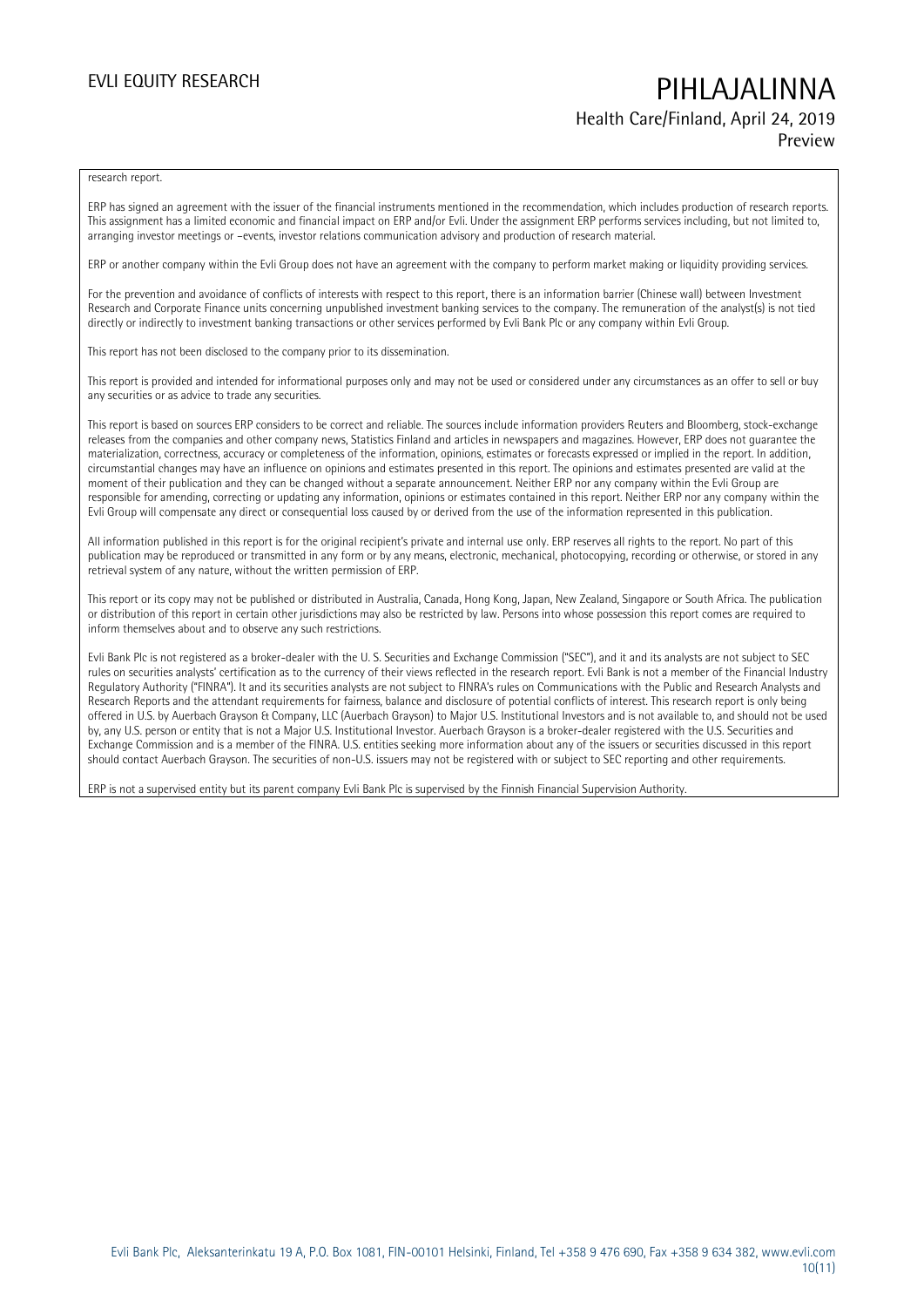research report.

ERP has signed an agreement with the issuer of the financial instruments mentioned in the recommendation, which includes production of research reports. This assignment has a limited economic and financial impact on ERP and/or Evli. Under the assignment ERP performs services including, but not limited to, arranging investor meetings or –events, investor relations communication advisory and production of research material.

ERP or another company within the Evli Group does not have an agreement with the company to perform market making or liquidity providing services.

For the prevention and avoidance of conflicts of interests with respect to this report, there is an information barrier (Chinese wall) between Investment Research and Corporate Finance units concerning unpublished investment banking services to the company. The remuneration of the analyst(s) is not tied directly or indirectly to investment banking transactions or other services performed by Evli Bank Plc or any company within Evli Group.

This report has not been disclosed to the company prior to its dissemination.

This report is provided and intended for informational purposes only and may not be used or considered under any circumstances as an offer to sell or buy any securities or as advice to trade any securities.

This report is based on sources ERP considers to be correct and reliable. The sources include information providers Reuters and Bloomberg, stock-exchange releases from the companies and other company news, Statistics Finland and articles in newspapers and magazines. However, ERP does not guarantee the materialization, correctness, accuracy or completeness of the information, opinions, estimates or forecasts expressed or implied in the report. In addition, circumstantial changes may have an influence on opinions and estimates presented in this report. The opinions and estimates presented are valid at the moment of their publication and they can be changed without a separate announcement. Neither ERP nor any company within the Evli Group are responsible for amending, correcting or updating any information, opinions or estimates contained in this report. Neither ERP nor any company within the Evli Group will compensate any direct or consequential loss caused by or derived from the use of the information represented in this publication.

All information published in this report is for the original recipient's private and internal use only. ERP reserves all rights to the report. No part of this publication may be reproduced or transmitted in any form or by any means, electronic, mechanical, photocopying, recording or otherwise, or stored in any retrieval system of any nature, without the written permission of ERP.

This report or its copy may not be published or distributed in Australia, Canada, Hong Kong, Japan, New Zealand, Singapore or South Africa. The publication or distribution of this report in certain other jurisdictions may also be restricted by law. Persons into whose possession this report comes are required to inform themselves about and to observe any such restrictions.

Evli Bank Plc is not registered as a broker-dealer with the U. S. Securities and Exchange Commission ("SEC"), and it and its analysts are not subject to SEC rules on securities analysts' certification as to the currency of their views reflected in the research report. Evli Bank is not a member of the Financial Industry Regulatory Authority ("FINRA"). It and its securities analysts are not subject to FINRA's rules on Communications with the Public and Research Analysts and Research Reports and the attendant requirements for fairness, balance and disclosure of potential conflicts of interest. This research report is only being offered in U.S. by Auerbach Grayson & Company, LLC (Auerbach Grayson) to Major U.S. Institutional Investors and is not available to, and should not be used by, any U.S. person or entity that is not a Major U.S. Institutional Investor. Auerbach Grayson is a broker-dealer registered with the U.S. Securities and Exchange Commission and is a member of the FINRA. U.S. entities seeking more information about any of the issuers or securities discussed in this report should contact Auerbach Grayson. The securities of non-U.S. issuers may not be registered with or subject to SEC reporting and other requirements.

ERP is not a supervised entity but its parent company Evli Bank Plc is supervised by the Finnish Financial Supervision Authority.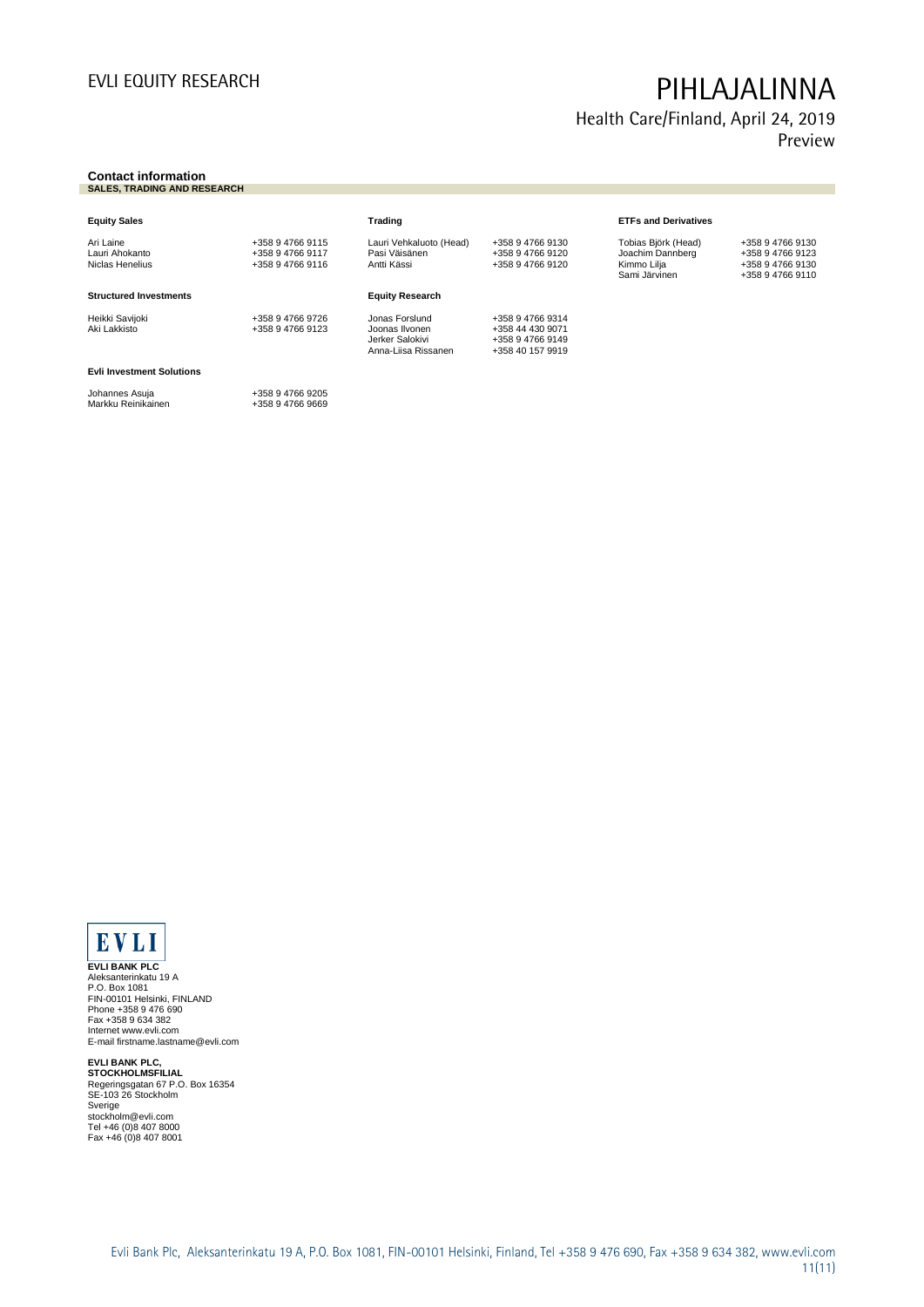## Contact information

**SALES, TRADING AND RESEARCH**

**Equity Sales**

| | |
|---|---|
| Ari Laine | +358 9 4766 9115 |
| Lauri Ahokanto | +358 9 4766 9117 |
| Niclas Henelius | +358 9 4766 9116 |

**Structured Investments**

| | |
|---|---|
| Heikki Savijoki | +358 9 4766 9726 |
| Aki Lakkisto | +358 9 4766 9123 |

**Evli Investment Solutions**

| | |
|---|---|
| Johannes Asuja | +358 9 4766 9205 |
| Markku Reinikainen | +358 9 4766 9669 |

**Trading**

| | |
|---|---|
| Lauri Vehkaluoto (Head) | +358 9 4766 9130 |
| Pasi Väisänen | +358 9 4766 9120 |
| Antti Kässi | +358 9 4766 9120 |

**Equity Research**

| | |
|---|---|
| Jonas Forslund | +358 9 4766 9314 |
| Joonas Ilvonen | +358 44 430 9071 |
| Jerker Salokivi | +358 9 4766 9149 |
| Anna-Liisa Rissanen | +358 40 157 9919 |

**ETFs and Derivatives**

| | |
|---|---|
| Tobias Björk (Head) | +358 9 4766 9130 |
| Joachim Dannberg | +358 9 4766 9123 |
| Kimmo Lilja | +358 9 4766 9130 |
| Sami Järvinen | +358 9 4766 9110 |

**EVLI BANK PLC**
Aleksanterinkatu 19 A
P.O. Box 1081
FIN-00101 Helsinki, FINLAND
Phone +358 9 476 690
Fax +358 9 634 382
Internet www.evli.com
E-mail firstname.lastname@evli.com

**EVLI BANK PLC, STOCKHOLMSFILIAL**
Regeringsgatan 67 P.O. Box 16354
SE-103 26 Stockholm
Sverige
stockholm@evli.com
Tel +46 (0)8 407 8000
Fax +46 (0)8 407 8001